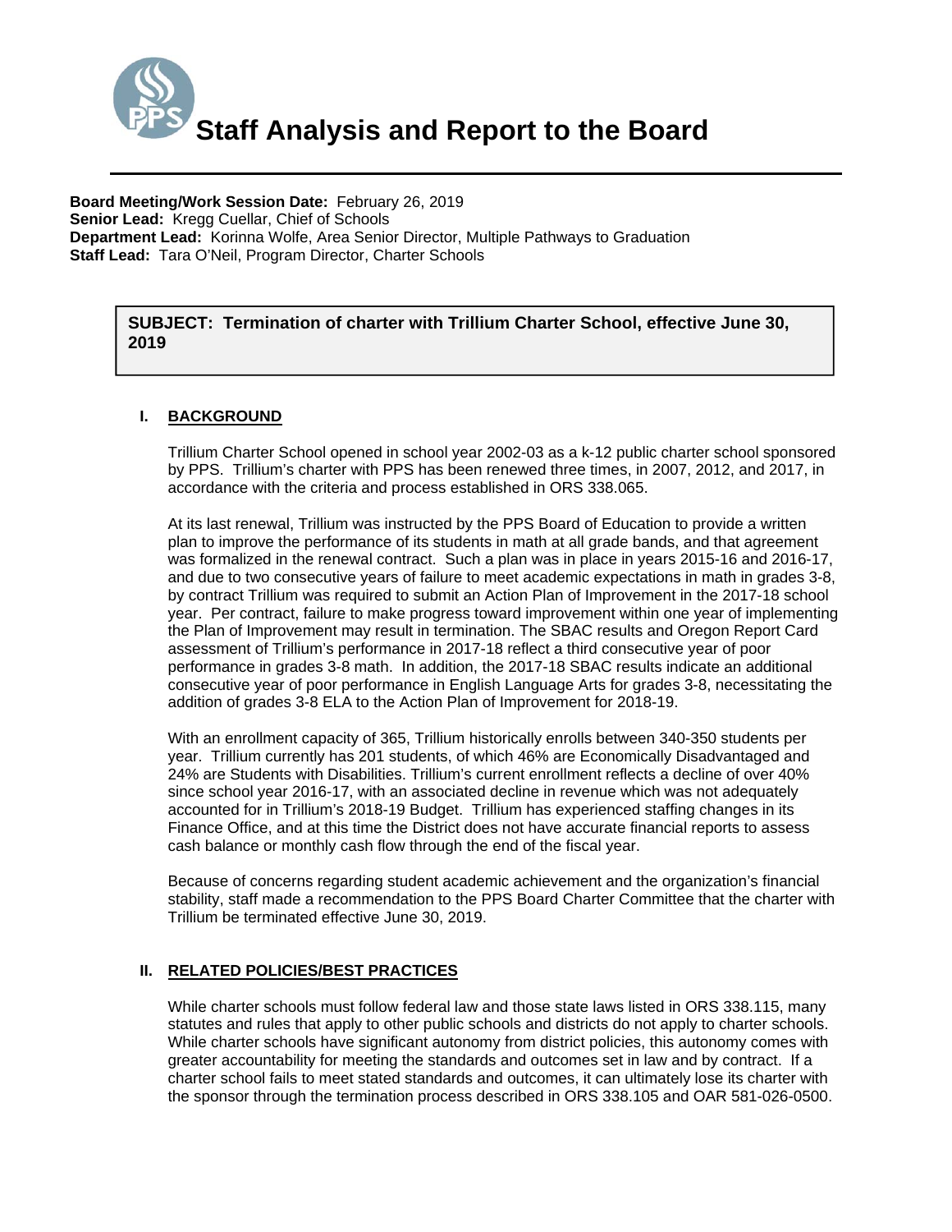# Staff Analysis and Report to the Board

**Board Meeting/Work Session Date:** February 26, 2019
**Senior Lead:** Kregg Cuellar, Chief of Schools
**Department Lead:** Korinna Wolfe, Area Senior Director, Multiple Pathways to Graduation
**Staff Lead:** Tara O'Neil, Program Director, Charter Schools

**SUBJECT: Termination of charter with Trillium Charter School, effective June 30, 2019**

## I. BACKGROUND

Trillium Charter School opened in school year 2002-03 as a k-12 public charter school sponsored by PPS. Trillium's charter with PPS has been renewed three times, in 2007, 2012, and 2017, in accordance with the criteria and process established in ORS 338.065.

At its last renewal, Trillium was instructed by the PPS Board of Education to provide a written plan to improve the performance of its students in math at all grade bands, and that agreement was formalized in the renewal contract. Such a plan was in place in years 2015-16 and 2016-17, and due to two consecutive years of failure to meet academic expectations in math in grades 3-8, by contract Trillium was required to submit an Action Plan of Improvement in the 2017-18 school year. Per contract, failure to make progress toward improvement within one year of implementing the Plan of Improvement may result in termination. The SBAC results and Oregon Report Card assessment of Trillium's performance in 2017-18 reflect a third consecutive year of poor performance in grades 3-8 math. In addition, the 2017-18 SBAC results indicate an additional consecutive year of poor performance in English Language Arts for grades 3-8, necessitating the addition of grades 3-8 ELA to the Action Plan of Improvement for 2018-19.

With an enrollment capacity of 365, Trillium historically enrolls between 340-350 students per year. Trillium currently has 201 students, of which 46% are Economically Disadvantaged and 24% are Students with Disabilities. Trillium's current enrollment reflects a decline of over 40% since school year 2016-17, with an associated decline in revenue which was not adequately accounted for in Trillium's 2018-19 Budget. Trillium has experienced staffing changes in its Finance Office, and at this time the District does not have accurate financial reports to assess cash balance or monthly cash flow through the end of the fiscal year.

Because of concerns regarding student academic achievement and the organization's financial stability, staff made a recommendation to the PPS Board Charter Committee that the charter with Trillium be terminated effective June 30, 2019.

## II. RELATED POLICIES/BEST PRACTICES

While charter schools must follow federal law and those state laws listed in ORS 338.115, many statutes and rules that apply to other public schools and districts do not apply to charter schools. While charter schools have significant autonomy from district policies, this autonomy comes with greater accountability for meeting the standards and outcomes set in law and by contract. If a charter school fails to meet stated standards and outcomes, it can ultimately lose its charter with the sponsor through the termination process described in ORS 338.105 and OAR 581-026-0500.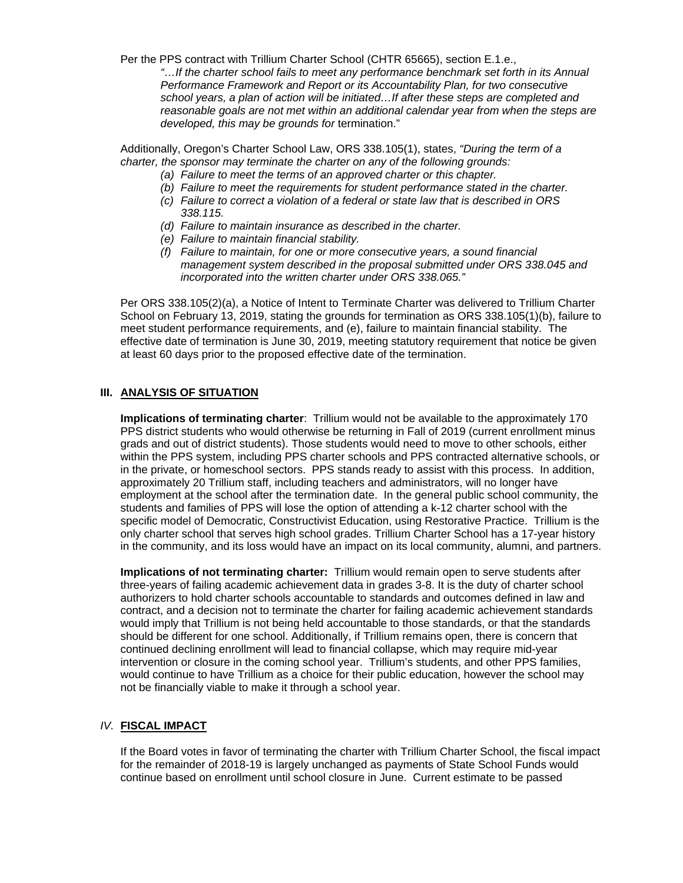Per the PPS contract with Trillium Charter School (CHTR 65665), section E.1.e.,

> *"…If the charter school fails to meet any performance benchmark set forth in its Annual Performance Framework and Report or its Accountability Plan, for two consecutive school years, a plan of action will be initiated…If after these steps are completed and reasonable goals are not met within an additional calendar year from when the steps are developed, this may be grounds for* termination."

Additionally, Oregon's Charter School Law, ORS 338.105(1), states, *"During the term of a charter, the sponsor may terminate the charter on any of the following grounds:*

- *(a) Failure to meet the terms of an approved charter or this chapter.*
- *(b) Failure to meet the requirements for student performance stated in the charter.*
- *(c) Failure to correct a violation of a federal or state law that is described in ORS 338.115.*
- *(d) Failure to maintain insurance as described in the charter.*
- *(e) Failure to maintain financial stability.*
- *(f) Failure to maintain, for one or more consecutive years, a sound financial management system described in the proposal submitted under ORS 338.045 and incorporated into the written charter under ORS 338.065."*

Per ORS 338.105(2)(a), a Notice of Intent to Terminate Charter was delivered to Trillium Charter School on February 13, 2019, stating the grounds for termination as ORS 338.105(1)(b), failure to meet student performance requirements, and (e), failure to maintain financial stability. The effective date of termination is June 30, 2019, meeting statutory requirement that notice be given at least 60 days prior to the proposed effective date of the termination.

## III. ANALYSIS OF SITUATION

**Implications of terminating charter**: Trillium would not be available to the approximately 170 PPS district students who would otherwise be returning in Fall of 2019 (current enrollment minus grads and out of district students). Those students would need to move to other schools, either within the PPS system, including PPS charter schools and PPS contracted alternative schools, or in the private, or homeschool sectors. PPS stands ready to assist with this process. In addition, approximately 20 Trillium staff, including teachers and administrators, will no longer have employment at the school after the termination date. In the general public school community, the students and families of PPS will lose the option of attending a k-12 charter school with the specific model of Democratic, Constructivist Education, using Restorative Practice. Trillium is the only charter school that serves high school grades. Trillium Charter School has a 17-year history in the community, and its loss would have an impact on its local community, alumni, and partners.

**Implications of not terminating charter:** Trillium would remain open to serve students after three-years of failing academic achievement data in grades 3-8. It is the duty of charter school authorizers to hold charter schools accountable to standards and outcomes defined in law and contract, and a decision not to terminate the charter for failing academic achievement standards would imply that Trillium is not being held accountable to those standards, or that the standards should be different for one school. Additionally, if Trillium remains open, there is concern that continued declining enrollment will lead to financial collapse, which may require mid-year intervention or closure in the coming school year. Trillium's students, and other PPS families, would continue to have Trillium as a choice for their public education, however the school may not be financially viable to make it through a school year.

## *IV.* FISCAL IMPACT

If the Board votes in favor of terminating the charter with Trillium Charter School, the fiscal impact for the remainder of 2018-19 is largely unchanged as payments of State School Funds would continue based on enrollment until school closure in June. Current estimate to be passed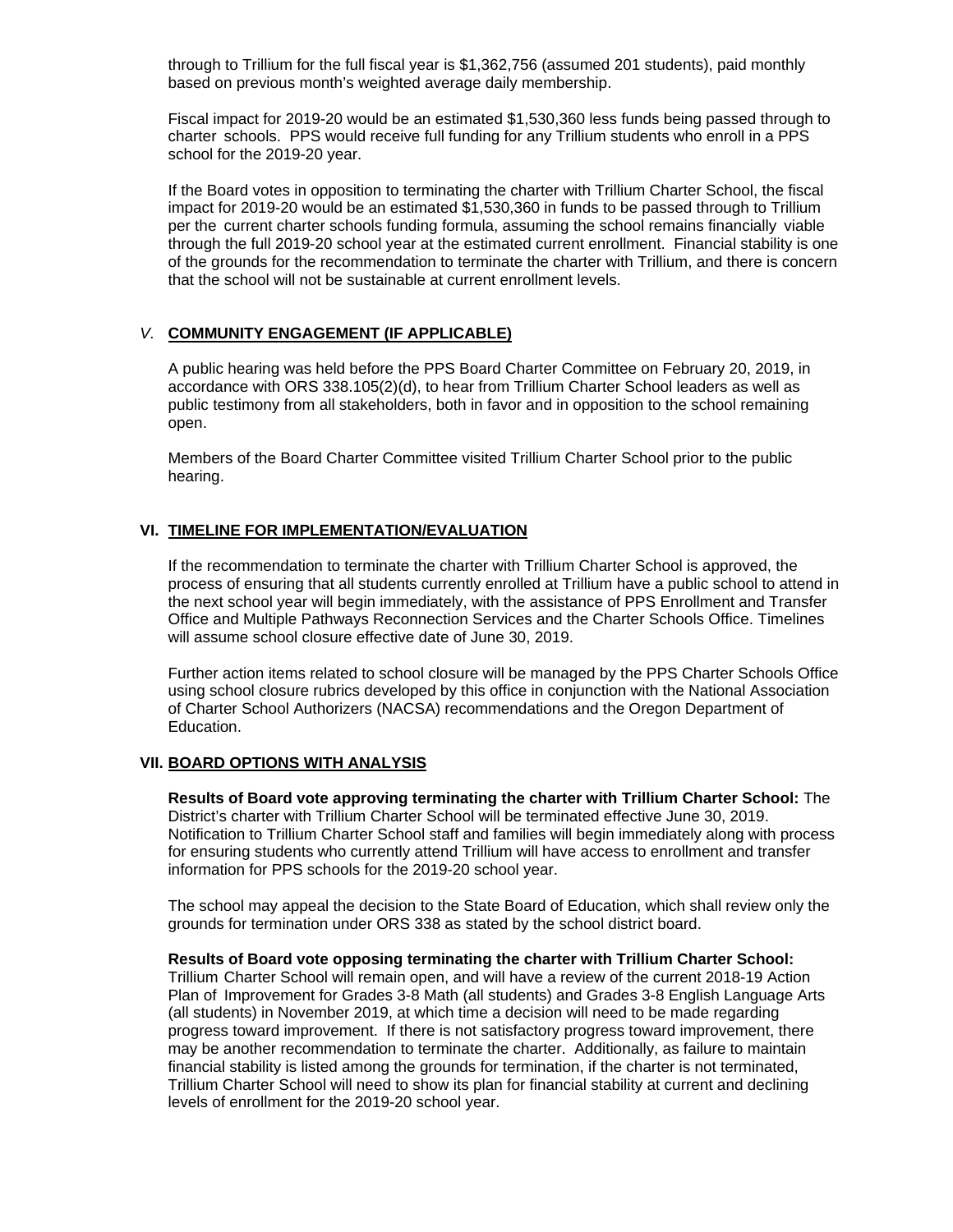through to Trillium for the full fiscal year is $1,362,756 (assumed 201 students), paid monthly based on previous month's weighted average daily membership.

Fiscal impact for 2019-20 would be an estimated $1,530,360 less funds being passed through to charter schools. PPS would receive full funding for any Trillium students who enroll in a PPS school for the 2019-20 year.

If the Board votes in opposition to terminating the charter with Trillium Charter School, the fiscal impact for 2019-20 would be an estimated $1,530,360 in funds to be passed through to Trillium per the current charter schools funding formula, assuming the school remains financially viable through the full 2019-20 school year at the estimated current enrollment. Financial stability is one of the grounds for the recommendation to terminate the charter with Trillium, and there is concern that the school will not be sustainable at current enrollment levels.

## *V.* **COMMUNITY ENGAGEMENT (IF APPLICABLE)**

A public hearing was held before the PPS Board Charter Committee on February 20, 2019, in accordance with ORS 338.105(2)(d), to hear from Trillium Charter School leaders as well as public testimony from all stakeholders, both in favor and in opposition to the school remaining open.

Members of the Board Charter Committee visited Trillium Charter School prior to the public hearing.

## **VI. TIMELINE FOR IMPLEMENTATION/EVALUATION**

If the recommendation to terminate the charter with Trillium Charter School is approved, the process of ensuring that all students currently enrolled at Trillium have a public school to attend in the next school year will begin immediately, with the assistance of PPS Enrollment and Transfer Office and Multiple Pathways Reconnection Services and the Charter Schools Office. Timelines will assume school closure effective date of June 30, 2019.

Further action items related to school closure will be managed by the PPS Charter Schools Office using school closure rubrics developed by this office in conjunction with the National Association of Charter School Authorizers (NACSA) recommendations and the Oregon Department of Education.

## **VII. BOARD OPTIONS WITH ANALYSIS**

**Results of Board vote approving terminating the charter with Trillium Charter School:** The District's charter with Trillium Charter School will be terminated effective June 30, 2019. Notification to Trillium Charter School staff and families will begin immediately along with process for ensuring students who currently attend Trillium will have access to enrollment and transfer information for PPS schools for the 2019-20 school year.

The school may appeal the decision to the State Board of Education, which shall review only the grounds for termination under ORS 338 as stated by the school district board.

**Results of Board vote opposing terminating the charter with Trillium Charter School:** Trillium Charter School will remain open, and will have a review of the current 2018-19 Action Plan of Improvement for Grades 3-8 Math (all students) and Grades 3-8 English Language Arts (all students) in November 2019, at which time a decision will need to be made regarding progress toward improvement. If there is not satisfactory progress toward improvement, there may be another recommendation to terminate the charter. Additionally, as failure to maintain financial stability is listed among the grounds for termination, if the charter is not terminated, Trillium Charter School will need to show its plan for financial stability at current and declining levels of enrollment for the 2019-20 school year.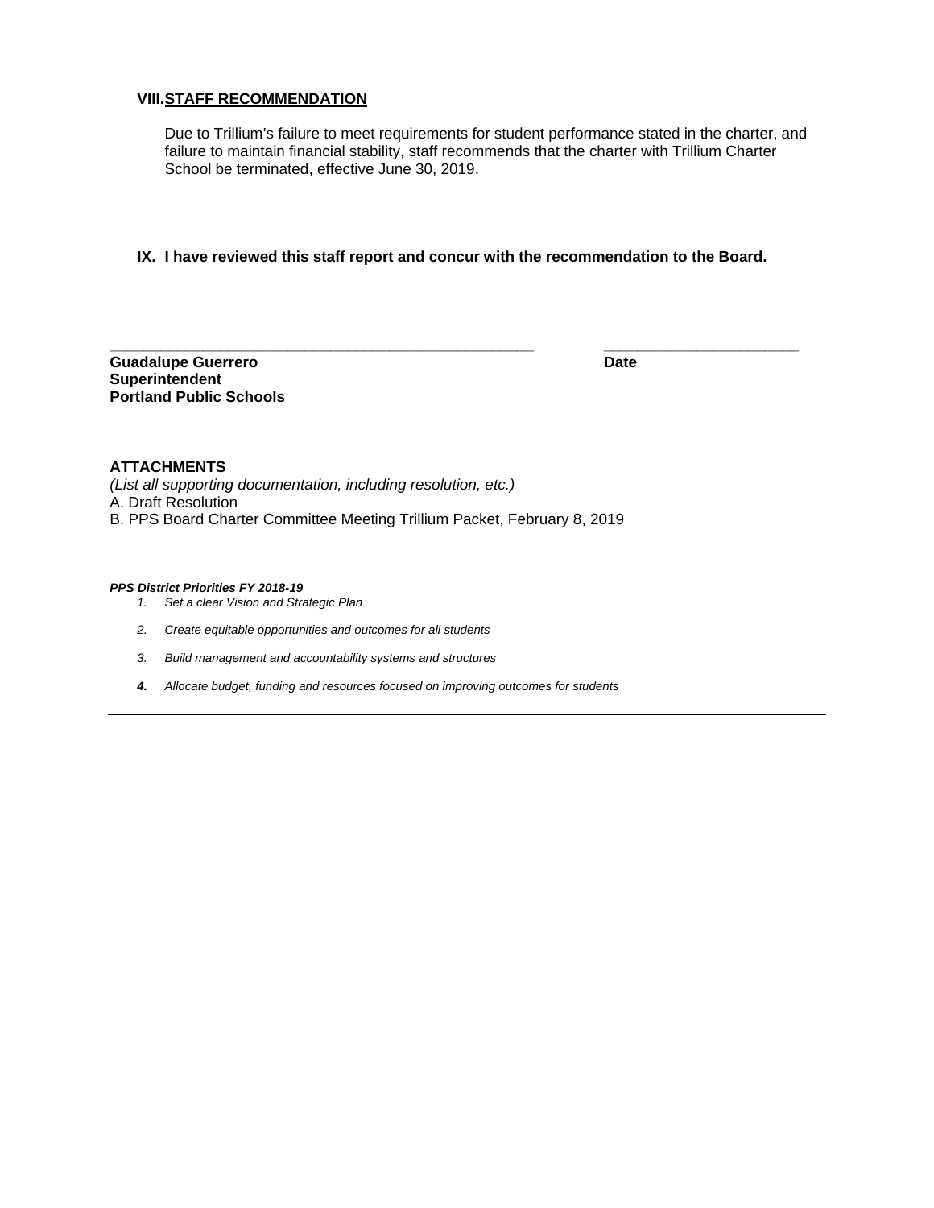## VIII. STAFF RECOMMENDATION

Due to Trillium's failure to meet requirements for student performance stated in the charter, and failure to maintain financial stability, staff recommends that the charter with Trillium Charter School be terminated, effective June 30, 2019.

## IX. I have reviewed this staff report and concur with the recommendation to the Board.

_______________________________________________ _______________________

**Guadalupe Guerrero** **Date**
**Superintendent**
**Portland Public Schools**

**ATTACHMENTS**

*(List all supporting documentation, including resolution, etc.)*

A. Draft Resolution

B. PPS Board Charter Committee Meeting Trillium Packet, February 8, 2019

***PPS District Priorities FY 2018-19***

1. *Set a clear Vision and Strategic Plan*
2. *Create equitable opportunities and outcomes for all students*
3. *Build management and accountability systems and structures*
4. *Allocate budget, funding and resources focused on improving outcomes for students*